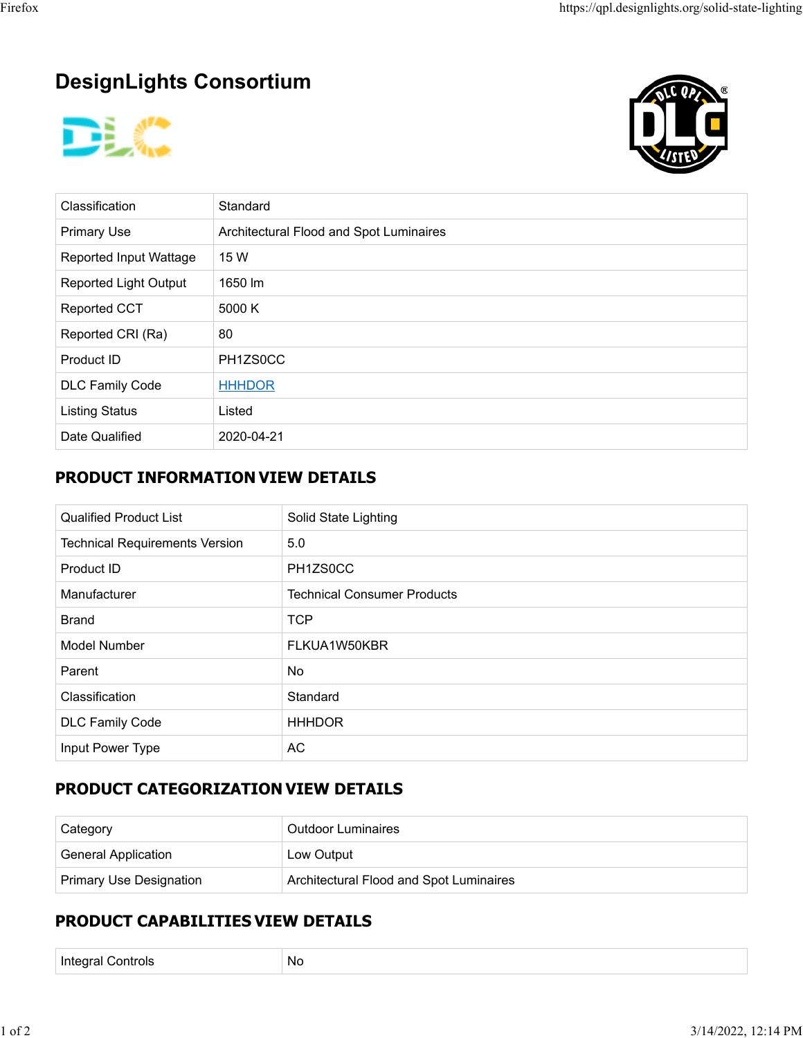# DesignLights Consortium

| Classification | Standard |
|---|---|
| Primary Use | Architectural Flood and Spot Luminaires |
| Reported Input Wattage | 15 W |
| Reported Light Output | 1650 lm |
| Reported CCT | 5000 K |
| Reported CRI (Ra) | 80 |
| Product ID | PH1ZS0CC |
| DLC Family Code | [HHHDOR]() |
| Listing Status | Listed |
| Date Qualified | 2020-04-21 |

## PRODUCT INFORMATION VIEW DETAILS

| Qualified Product List | Solid State Lighting |
|---|---|
| Technical Requirements Version | 5.0 |
| Product ID | PH1ZS0CC |
| Manufacturer | Technical Consumer Products |
| Brand | TCP |
| Model Number | FLKUA1W50KBR |
| Parent | No |
| Classification | Standard |
| DLC Family Code | HHHDOR |
| Input Power Type | AC |

## PRODUCT CATEGORIZATION VIEW DETAILS

| Category | Outdoor Luminaires |
|---|---|
| General Application | Low Output |
| Primary Use Designation | Architectural Flood and Spot Luminaires |

## PRODUCT CAPABILITIES VIEW DETAILS

| Integral Controls | No |
|---|---|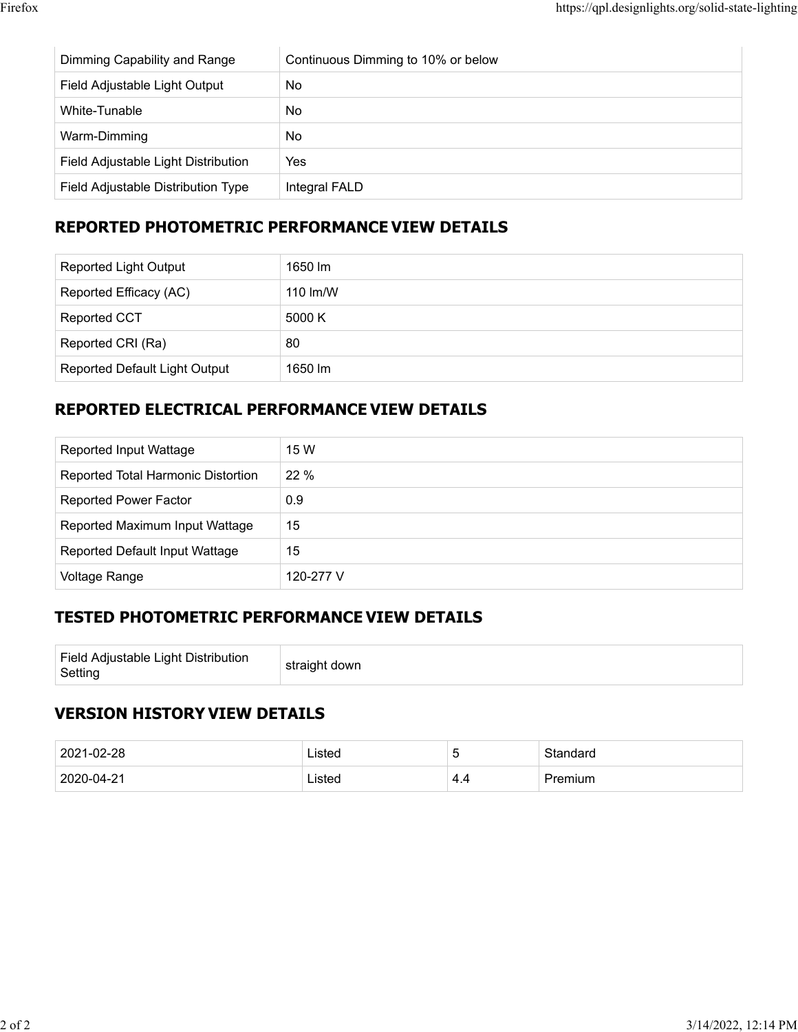| | |
|---|---|
| Dimming Capability and Range | Continuous Dimming to 10% or below |
| Field Adjustable Light Output | No |
| White-Tunable | No |
| Warm-Dimming | No |
| Field Adjustable Light Distribution | Yes |
| Field Adjustable Distribution Type | Integral FALD |

## REPORTED PHOTOMETRIC PERFORMANCE VIEW DETAILS

| | |
|---|---|
| Reported Light Output | 1650 lm |
| Reported Efficacy (AC) | 110 lm/W |
| Reported CCT | 5000 K |
| Reported CRI (Ra) | 80 |
| Reported Default Light Output | 1650 lm |

## REPORTED ELECTRICAL PERFORMANCE VIEW DETAILS

| | |
|---|---|
| Reported Input Wattage | 15 W |
| Reported Total Harmonic Distortion | 22 % |
| Reported Power Factor | 0.9 |
| Reported Maximum Input Wattage | 15 |
| Reported Default Input Wattage | 15 |
| Voltage Range | 120-277 V |

## TESTED PHOTOMETRIC PERFORMANCE VIEW DETAILS

| | |
|---|---|
| Field Adjustable Light Distribution Setting | straight down |

## VERSION HISTORY VIEW DETAILS

| | | | |
|---|---|---|---|
| 2021-02-28 | Listed | 5 | Standard |
| 2020-04-21 | Listed | 4.4 | Premium |